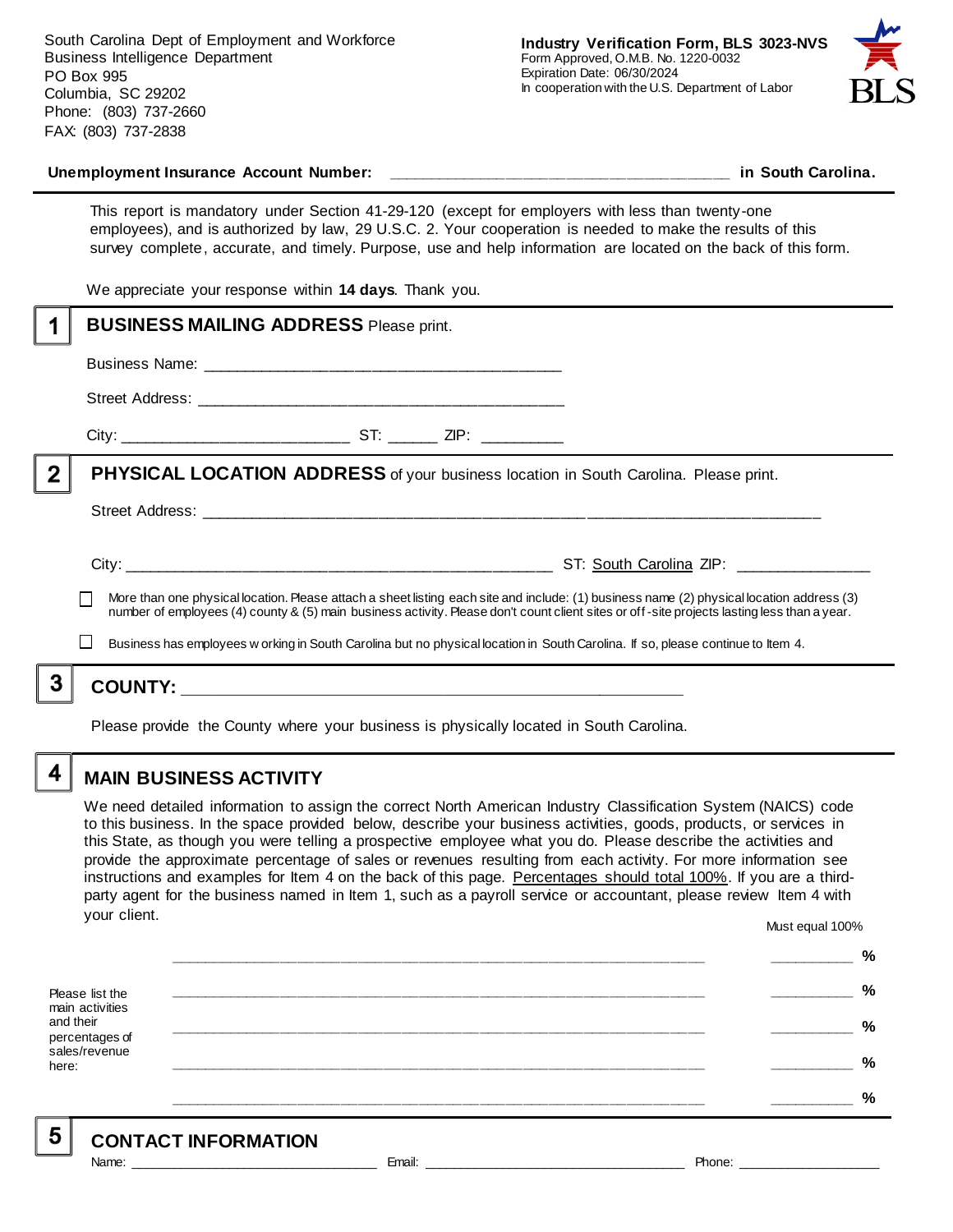South Carolina Dept of Employment and Workforce
Business Intelligence Department
PO Box 995
Columbia, SC 29202
Phone: (803) 737-2660
FAX: (803) 737-2838

**Industry Verification Form, BLS 3023-NVS**
Form Approved, O.M.B. No. 1220-0032
Expiration Date: 06/30/2024
In cooperation with the U.S. Department of Labor

BLS

**Unemployment Insurance Account Number:** ______________________________________ **in South Carolina.**

This report is mandatory under Section 41-29-120 (except for employers with less than twenty-one employees), and is authorized by law, 29 U.S.C. 2. Your cooperation is needed to make the results of this survey complete, accurate, and timely. Purpose, use and help information are located on the back of this form.

We appreciate your response within **14 days**. Thank you.

## 1 BUSINESS MAILING ADDRESS Please print.

Business Name: ________________________________________

Street Address: ________________________________________

City: _________________________ ST: ______ ZIP: _________

## 2 PHYSICAL LOCATION ADDRESS of your business location in South Carolina. Please print.

Street Address: ____________________________________________________________________

City: ______________________________________________ ST: South Carolina ZIP: _______________

☐ More than one physical location. Please attach a sheet listing each site and include: (1) business name (2) physical location address (3) number of employees (4) county & (5) main business activity. Please don't count client sites or off-site projects lasting less than a year.

☐ Business has employees working in South Carolina but no physical location in South Carolina. If so, please continue to Item 4.

## 3 COUNTY: ________________________________________________________

Please provide the County where your business is physically located in South Carolina.

## 4 MAIN BUSINESS ACTIVITY

We need detailed information to assign the correct North American Industry Classification System (NAICS) code to this business. In the space provided below, describe your business activities, goods, products, or services in this State, as though you were telling a prospective employee what you do. Please describe the activities and provide the approximate percentage of sales or revenues resulting from each activity. For more information see instructions and examples for Item 4 on the back of this page. Percentages should total 100%. If you are a third-party agent for the business named in Item 1, such as a payroll service or accountant, please review Item 4 with your client.

Must equal 100%

Please list the main activities and their percentages of sales/revenue here:

_____________________________________________________________ __________ %

_____________________________________________________________ __________ %

_____________________________________________________________ __________ %

_____________________________________________________________ __________ %

_____________________________________________________________ __________ %

## 5 CONTACT INFORMATION

Name: ______________________________ Email: __________________________________ Phone: ___________________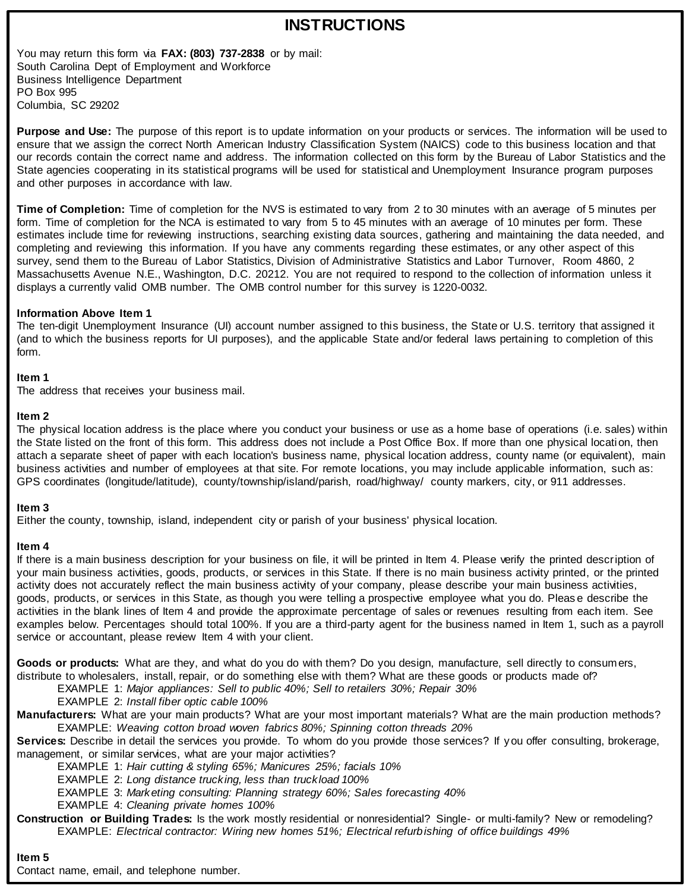# INSTRUCTIONS

You may return this form via **FAX: (803) 737-2838** or by mail:
South Carolina Dept of Employment and Workforce
Business Intelligence Department
PO Box 995
Columbia, SC 29202

**Purpose and Use:** The purpose of this report is to update information on your products or services. The information will be used to ensure that we assign the correct North American Industry Classification System (NAICS) code to this business location and that our records contain the correct name and address. The information collected on this form by the Bureau of Labor Statistics and the State agencies cooperating in its statistical programs will be used for statistical and Unemployment Insurance program purposes and other purposes in accordance with law.

**Time of Completion:** Time of completion for the NVS is estimated to vary from 2 to 30 minutes with an average of 5 minutes per form. Time of completion for the NCA is estimated to vary from 5 to 45 minutes with an average of 10 minutes per form. These estimates include time for reviewing instructions, searching existing data sources, gathering and maintaining the data needed, and completing and reviewing this information. If you have any comments regarding these estimates, or any other aspect of this survey, send them to the Bureau of Labor Statistics, Division of Administrative Statistics and Labor Turnover, Room 4860, 2 Massachusetts Avenue N.E., Washington, D.C. 20212. You are not required to respond to the collection of information unless it displays a currently valid OMB number. The OMB control number for this survey is 1220-0032.

**Information Above Item 1**
The ten-digit Unemployment Insurance (UI) account number assigned to this business, the State or U.S. territory that assigned it (and to which the business reports for UI purposes), and the applicable State and/or federal laws pertaining to completion of this form.

**Item 1**
The address that receives your business mail.

**Item 2**
The physical location address is the place where you conduct your business or use as a home base of operations (i.e. sales) within the State listed on the front of this form. This address does not include a Post Office Box. If more than one physical location, then attach a separate sheet of paper with each location's business name, physical location address, county name (or equivalent), main business activities and number of employees at that site. For remote locations, you may include applicable information, such as: GPS coordinates (longitude/latitude), county/township/island/parish, road/highway/ county markers, city, or 911 addresses.

**Item 3**
Either the county, township, island, independent city or parish of your business' physical location.

**Item 4**
If there is a main business description for your business on file, it will be printed in Item 4. Please verify the printed description of your main business activities, goods, products, or services in this State. If there is no main business activity printed, or the printed activity does not accurately reflect the main business activity of your company, please describe your main business activities, goods, products, or services in this State, as though you were telling a prospective employee what you do. Please describe the activities in the blank lines of Item 4 and provide the approximate percentage of sales or revenues resulting from each item. See examples below. Percentages should total 100%. If you are a third-party agent for the business named in Item 1, such as a payroll service or accountant, please review Item 4 with your client.

**Goods or products:** What are they, and what do you do with them? Do you design, manufacture, sell directly to consumers, distribute to wholesalers, install, repair, or do something else with them? What are these goods or products made of?
 EXAMPLE 1: *Major appliances: Sell to public 40%; Sell to retailers 30%; Repair 30%*
 EXAMPLE 2: *Install fiber optic cable 100%*

**Manufacturers:** What are your main products? What are your most important materials? What are the main production methods?
 EXAMPLE: *Weaving cotton broad woven fabrics 80%; Spinning cotton threads 20%*

**Services:** Describe in detail the services you provide. To whom do you provide those services? If you offer consulting, brokerage, management, or similar services, what are your major activities?
 EXAMPLE 1: *Hair cutting & styling 65%; Manicures 25%; facials 10%*
 EXAMPLE 2: *Long distance trucking, less than truckload 100%*
 EXAMPLE 3: *Marketing consulting: Planning strategy 60%; Sales forecasting 40%*
 EXAMPLE 4: *Cleaning private homes 100%*

**Construction or Building Trades:** Is the work mostly residential or nonresidential? Single- or multi-family? New or remodeling?
 EXAMPLE: *Electrical contractor: Wiring new homes 51%; Electrical refurbishing of office buildings 49%*

**Item 5**
Contact name, email, and telephone number.